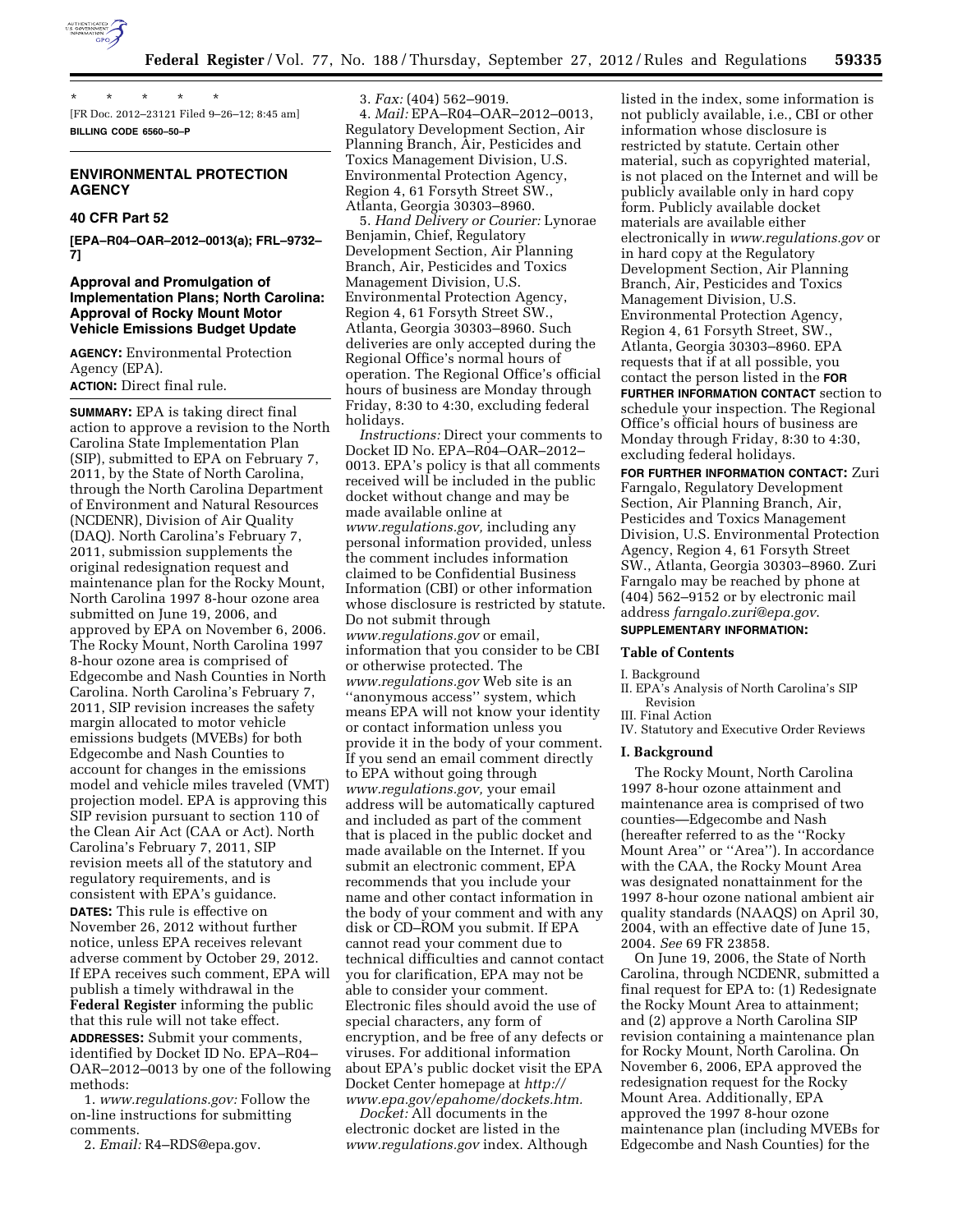\* \* \* \* \*

[FR Doc. 2012–23121 Filed 9–26–12; 8:45 am]

**BILLING CODE 6560–50–P**

## ENVIRONMENTAL PROTECTION AGENCY

### 40 CFR Part 52

**[EPA–R04–OAR–2012–0013(a); FRL–9732–7]**

### Approval and Promulgation of Implementation Plans; North Carolina: Approval of Rocky Mount Motor Vehicle Emissions Budget Update

**AGENCY:** Environmental Protection Agency (EPA).

**ACTION:** Direct final rule.

**SUMMARY:** EPA is taking direct final action to approve a revision to the North Carolina State Implementation Plan (SIP), submitted to EPA on February 7, 2011, by the State of North Carolina, through the North Carolina Department of Environment and Natural Resources (NCDENR), Division of Air Quality (DAQ). North Carolina's February 7, 2011, submission supplements the original redesignation request and maintenance plan for the Rocky Mount, North Carolina 1997 8-hour ozone area submitted on June 19, 2006, and approved by EPA on November 6, 2006. The Rocky Mount, North Carolina 1997 8-hour ozone area is comprised of Edgecombe and Nash Counties in North Carolina. North Carolina's February 7, 2011, SIP revision increases the safety margin allocated to motor vehicle emissions budgets (MVEBs) for both Edgecombe and Nash Counties to account for changes in the emissions model and vehicle miles traveled (VMT) projection model. EPA is approving this SIP revision pursuant to section 110 of the Clean Air Act (CAA or Act). North Carolina's February 7, 2011, SIP revision meets all of the statutory and regulatory requirements, and is consistent with EPA's guidance.

**DATES:** This rule is effective on November 26, 2012 without further notice, unless EPA receives relevant adverse comment by October 29, 2012. If EPA receives such comment, EPA will publish a timely withdrawal in the **Federal Register** informing the public that this rule will not take effect.

**ADDRESSES:** Submit your comments, identified by Docket ID No. EPA–R04–OAR–2012–0013 by one of the following methods:

1. *www.regulations.gov:* Follow the on-line instructions for submitting comments.
2. *Email:* R4–RDS@epa.gov.
3. *Fax:* (404) 562–9019.
4. *Mail:* EPA–R04–OAR–2012–0013, Regulatory Development Section, Air Planning Branch, Air, Pesticides and Toxics Management Division, U.S. Environmental Protection Agency, Region 4, 61 Forsyth Street SW., Atlanta, Georgia 30303–8960.
5. *Hand Delivery or Courier:* Lynorae Benjamin, Chief, Regulatory Development Section, Air Planning Branch, Air, Pesticides and Toxics Management Division, U.S. Environmental Protection Agency, Region 4, 61 Forsyth Street SW., Atlanta, Georgia 30303–8960. Such deliveries are only accepted during the Regional Office's normal hours of operation. The Regional Office's official hours of business are Monday through Friday, 8:30 to 4:30, excluding federal holidays.

*Instructions:* Direct your comments to Docket ID No. EPA–R04–OAR–2012–0013. EPA's policy is that all comments received will be included in the public docket without change and may be made available online at *www.regulations.gov,* including any personal information provided, unless the comment includes information claimed to be Confidential Business Information (CBI) or other information whose disclosure is restricted by statute. Do not submit through *www.regulations.gov* or email, information that you consider to be CBI or otherwise protected. The *www.regulations.gov* Web site is an ''anonymous access'' system, which means EPA will not know your identity or contact information unless you provide it in the body of your comment. If you send an email comment directly to EPA without going through *www.regulations.gov,* your email address will be automatically captured and included as part of the comment that is placed in the public docket and made available on the Internet. If you submit an electronic comment, EPA recommends that you include your name and other contact information in the body of your comment and with any disk or CD–ROM you submit. If EPA cannot read your comment due to technical difficulties and cannot contact you for clarification, EPA may not be able to consider your comment. Electronic files should avoid the use of special characters, any form of encryption, and be free of any defects or viruses. For additional information about EPA's public docket visit the EPA Docket Center homepage at *http://www.epa.gov/epahome/dockets.htm.*

*Docket:* All documents in the electronic docket are listed in the *www.regulations.gov* index. Although listed in the index, some information is not publicly available, i.e., CBI or other information whose disclosure is restricted by statute. Certain other material, such as copyrighted material, is not placed on the Internet and will be publicly available only in hard copy form. Publicly available docket materials are available either electronically in *www.regulations.gov* or in hard copy at the Regulatory Development Section, Air Planning Branch, Air, Pesticides and Toxics Management Division, U.S. Environmental Protection Agency, Region 4, 61 Forsyth Street, SW., Atlanta, Georgia 30303–8960. EPA requests that if at all possible, you contact the person listed in the **FOR FURTHER INFORMATION CONTACT** section to schedule your inspection. The Regional Office's official hours of business are Monday through Friday, 8:30 to 4:30, excluding federal holidays.

**FOR FURTHER INFORMATION CONTACT:** Zuri Farngalo, Regulatory Development Section, Air Planning Branch, Air, Pesticides and Toxics Management Division, U.S. Environmental Protection Agency, Region 4, 61 Forsyth Street SW., Atlanta, Georgia 30303–8960. Zuri Farngalo may be reached by phone at (404) 562–9152 or by electronic mail address *farngalo.zuri@epa.gov.*

**SUPPLEMENTARY INFORMATION:**

#### Table of Contents

I. Background
II. EPA's Analysis of North Carolina's SIP Revision
III. Final Action
IV. Statutory and Executive Order Reviews

#### I. Background

The Rocky Mount, North Carolina 1997 8-hour ozone attainment and maintenance area is comprised of two counties—Edgecombe and Nash (hereafter referred to as the ''Rocky Mount Area'' or ''Area''). In accordance with the CAA, the Rocky Mount Area was designated nonattainment for the 1997 8-hour ozone national ambient air quality standards (NAAQS) on April 30, 2004, with an effective date of June 15, 2004. *See* 69 FR 23858.

On June 19, 2006, the State of North Carolina, through NCDENR, submitted a final request for EPA to: (1) Redesignate the Rocky Mount Area to attainment; and (2) approve a North Carolina SIP revision containing a maintenance plan for Rocky Mount, North Carolina. On November 6, 2006, EPA approved the redesignation request for the Rocky Mount Area. Additionally, EPA approved the 1997 8-hour ozone maintenance plan (including MVEBs for Edgecombe and Nash Counties) for the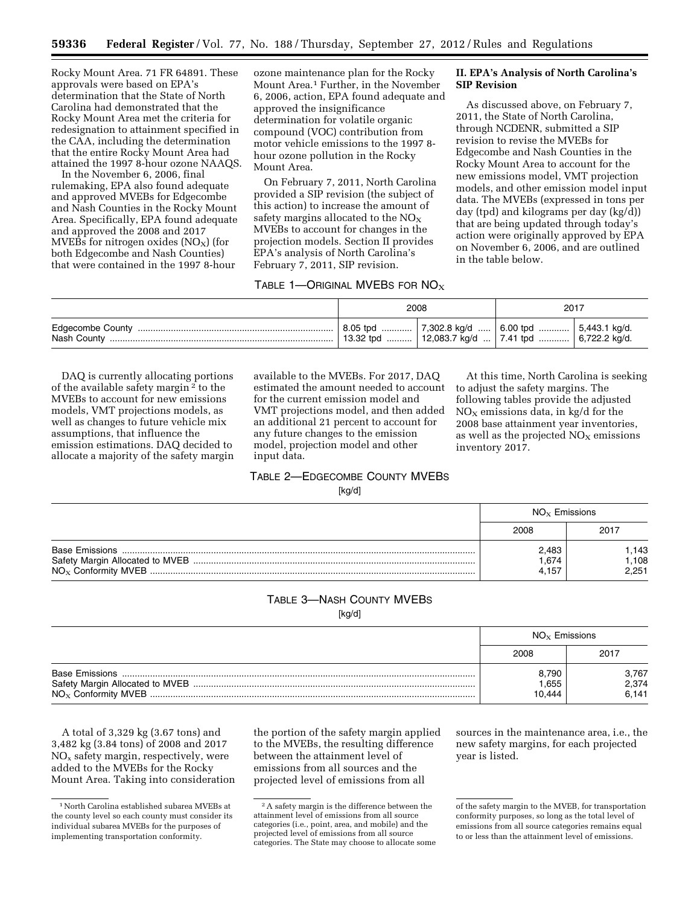Rocky Mount Area. 71 FR 64891. These approvals were based on EPA's determination that the State of North Carolina had demonstrated that the Rocky Mount Area met the criteria for redesignation to attainment specified in the CAA, including the determination that the entire Rocky Mount Area had attained the 1997 8-hour ozone NAAQS.

In the November 6, 2006, final rulemaking, EPA also found adequate and approved MVEBs for Edgecombe and Nash Counties in the Rocky Mount Area. Specifically, EPA found adequate and approved the 2008 and 2017 MVEBs for nitrogen oxides ($NO_X$) (for both Edgecombe and Nash Counties) that were contained in the 1997 8-hour ozone maintenance plan for the Rocky Mount Area.[1] Further, in the November 6, 2006, action, EPA found adequate and approved the insignificance determination for volatile organic compound (VOC) contribution from motor vehicle emissions to the 1997 8-hour ozone pollution in the Rocky Mount Area.

On February 7, 2011, North Carolina provided a SIP revision (the subject of this action) to increase the amount of safety margins allocated to the $NO_X$ MVEBs to account for changes in the projection models. Section II provides EPA's analysis of North Carolina's February 7, 2011, SIP revision.

## II. EPA's Analysis of North Carolina's SIP Revision

As discussed above, on February 7, 2011, the State of North Carolina, through NCDENR, submitted a SIP revision to revise the MVEBs for Edgecombe and Nash Counties in the Rocky Mount Area to account for the new emissions model, VMT projection models, and other emission model input data. The MVEBs (expressed in tons per day (tpd) and kilograms per day (kg/d)) that are being updated through today's action were originally approved by EPA on November 6, 2006, and are outlined in the table below.

TABLE 1—ORIGINAL MVEBS FOR $NO_X$

| | 2008 | | 2017 | |
|---|---|---|---|---|
| Edgecombe County | 8.05 tpd | 7,302.8 kg/d | 6.00 tpd | 5,443.1 kg/d. |
| Nash County | 13.32 tpd | 12,083.7 kg/d | 7.41 tpd | 6,722.2 kg/d. |

DAQ is currently allocating portions of the available safety margin[2] to the MVEBs to account for new emissions models, VMT projections models, as well as changes to future vehicle mix assumptions, that influence the emission estimations. DAQ decided to allocate a majority of the safety margin available to the MVEBs. For 2017, DAQ estimated the amount needed to account for the current emission model and VMT projections model, and then added an additional 21 percent to account for any future changes to the emission model, projection model and other input data.

At this time, North Carolina is seeking to adjust the safety margins. The following tables provide the adjusted $NO_X$ emissions data, in kg/d for the 2008 base attainment year inventories, as well as the projected $NO_X$ emissions inventory 2017.

TABLE 2—EDGECOMBE COUNTY MVEBS
[kg/d]

| | $NO_X$ Emissions | |
|---|---|---|
| | 2008 | 2017 |
| Base Emissions | 2,483 | 1,143 |
| Safety Margin Allocated to MVEB | 1,674 | 1,108 |
| $NO_X$ Conformity MVEB | 4,157 | 2,251 |

TABLE 3—NASH COUNTY MVEBS
[kg/d]

| | $NO_X$ Emissions | |
|---|---|---|
| | 2008 | 2017 |
| Base Emissions | 8,790 | 3,767 |
| Safety Margin Allocated to MVEB | 1,655 | 2,374 |
| $NO_X$ Conformity MVEB | 10,444 | 6,141 |

A total of 3,329 kg (3.67 tons) and 3,482 kg (3.84 tons) of 2008 and 2017 $NO_x$ safety margin, respectively, were added to the MVEBs for the Rocky Mount Area. Taking into consideration the portion of the safety margin applied to the MVEBs, the resulting difference between the attainment level of emissions from all sources and the projected level of emissions from all sources in the maintenance area, i.e., the new safety margins, for each projected year is listed.

---

[1] North Carolina established subarea MVEBs at the county level so each county must consider its individual subarea MVEBs for the purposes of implementing transportation conformity.

[2] A safety margin is the difference between the attainment level of emissions from all source categories (i.e., point, area, and mobile) and the projected level of emissions from all source categories. The State may choose to allocate some of the safety margin to the MVEB, for transportation conformity purposes, so long as the total level of emissions from all source categories remains equal to or less than the attainment level of emissions.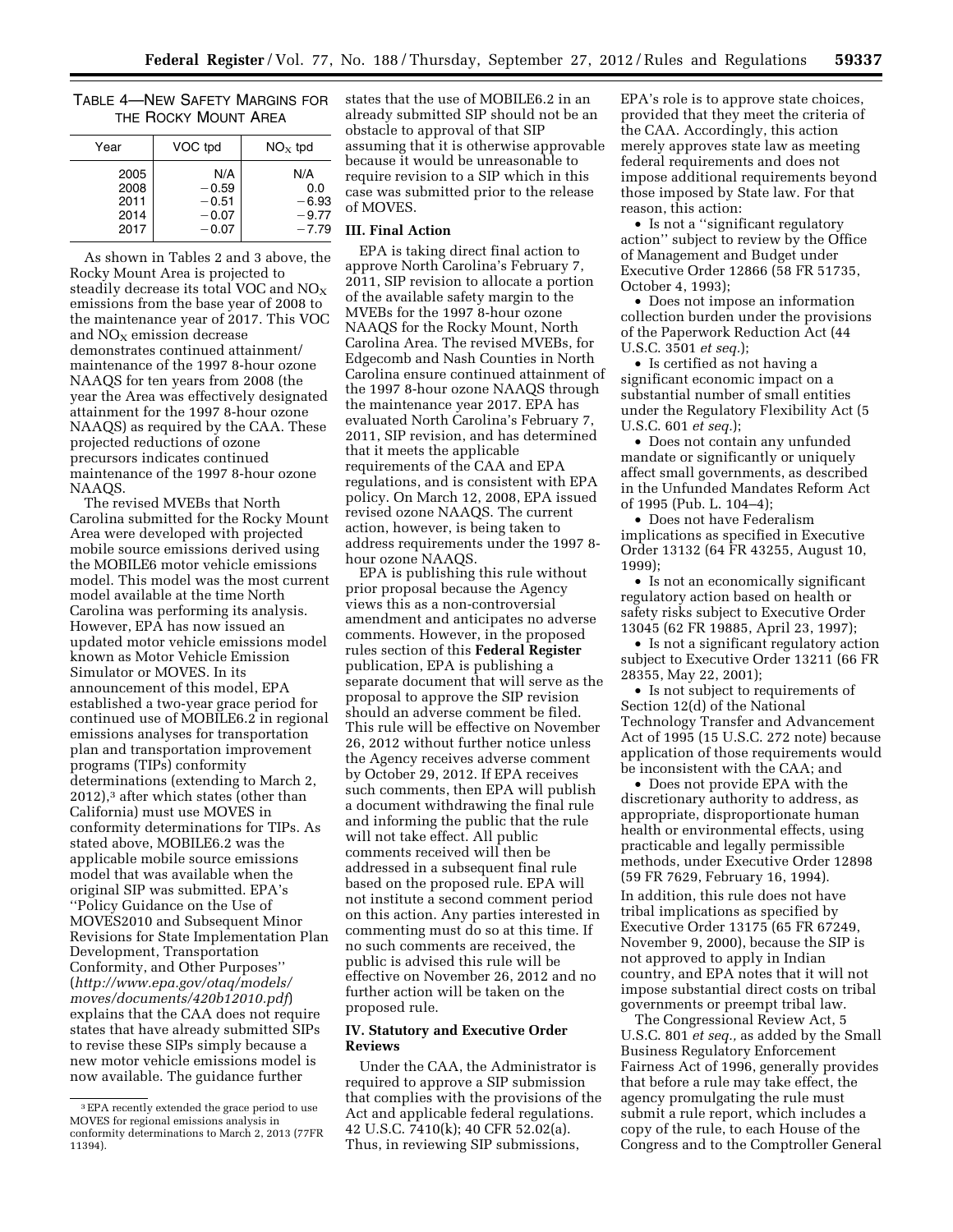TABLE 4—NEW SAFETY MARGINS FOR THE ROCKY MOUNT AREA

| Year | VOC tpd | $NO_X$ tpd |
|---|---|---|
| 2005 | N/A | N/A |
| 2008 | −0.59 | 0.0 |
| 2011 | −0.51 | −6.93 |
| 2014 | −0.07 | −9.77 |
| 2017 | −0.07 | −7.79 |

As shown in Tables 2 and 3 above, the Rocky Mount Area is projected to steadily decrease its total VOC and $NO_X$ emissions from the base year of 2008 to the maintenance year of 2017. This VOC and $NO_X$ emission decrease demonstrates continued attainment/maintenance of the 1997 8-hour ozone NAAQS for ten years from 2008 (the year the Area was effectively designated attainment for the 1997 8-hour ozone NAAQS) as required by the CAA. These projected reductions of ozone precursors indicates continued maintenance of the 1997 8-hour ozone NAAQS.

The revised MVEBs that North Carolina submitted for the Rocky Mount Area were developed with projected mobile source emissions derived using the MOBILE6 motor vehicle emissions model. This model was the most current model available at the time North Carolina was performing its analysis. However, EPA has now issued an updated motor vehicle emissions model known as Motor Vehicle Emission Simulator or MOVES. In its announcement of this model, EPA established a two-year grace period for continued use of MOBILE6.2 in regional emissions analyses for transportation plan and transportation improvement programs (TIPs) conformity determinations (extending to March 2, 2012),[3] after which states (other than California) must use MOVES in conformity determinations for TIPs. As stated above, MOBILE6.2 was the applicable mobile source emissions model that was available when the original SIP was submitted. EPA's "Policy Guidance on the Use of MOVES2010 and Subsequent Minor Revisions for State Implementation Plan Development, Transportation Conformity, and Other Purposes" (*http://www.epa.gov/otaq/models/moves/documents/420b12010.pdf*) explains that the CAA does not require states that have already submitted SIPs to revise these SIPs simply because a new motor vehicle emissions model is now available. The guidance further states that the use of MOBILE6.2 in an already submitted SIP should not be an obstacle to approval of that SIP assuming that it is otherwise approvable because it would be unreasonable to require revision to a SIP which in this case was submitted prior to the release of MOVES.

## III. Final Action

EPA is taking direct final action to approve North Carolina's February 7, 2011, SIP revision to allocate a portion of the available safety margin to the MVEBs for the 1997 8-hour ozone NAAQS for the Rocky Mount, North Carolina Area. The revised MVEBs, for Edgecomb and Nash Counties in North Carolina ensure continued attainment of the 1997 8-hour ozone NAAQS through the maintenance year 2017. EPA has evaluated North Carolina's February 7, 2011, SIP revision, and has determined that it meets the applicable requirements of the CAA and EPA regulations, and is consistent with EPA policy. On March 12, 2008, EPA issued revised ozone NAAQS. The current action, however, is being taken to address requirements under the 1997 8-hour ozone NAAQS.

EPA is publishing this rule without prior proposal because the Agency views this as a non-controversial amendment and anticipates no adverse comments. However, in the proposed rules section of this **Federal Register** publication, EPA is publishing a separate document that will serve as the proposal to approve the SIP revision should an adverse comment be filed. This rule will be effective on November 26, 2012 without further notice unless the Agency receives adverse comment by October 29, 2012. If EPA receives such comments, then EPA will publish a document withdrawing the final rule and informing the public that the rule will not take effect. All public comments received will then be addressed in a subsequent final rule based on the proposed rule. EPA will not institute a second comment period on this action. Any parties interested in commenting must do so at this time. If no such comments are received, the public is advised this rule will be effective on November 26, 2012 and no further action will be taken on the proposed rule.

## IV. Statutory and Executive Order Reviews

Under the CAA, the Administrator is required to approve a SIP submission that complies with the provisions of the Act and applicable federal regulations. 42 U.S.C. 7410(k); 40 CFR 52.02(a). Thus, in reviewing SIP submissions, EPA's role is to approve state choices, provided that they meet the criteria of the CAA. Accordingly, this action merely approves state law as meeting federal requirements and does not impose additional requirements beyond those imposed by State law. For that reason, this action:

- Is not a "significant regulatory action" subject to review by the Office of Management and Budget under Executive Order 12866 (58 FR 51735, October 4, 1993);
- Does not impose an information collection burden under the provisions of the Paperwork Reduction Act (44 U.S.C. 3501 *et seq.*);
- Is certified as not having a significant economic impact on a substantial number of small entities under the Regulatory Flexibility Act (5 U.S.C. 601 *et seq.*);
- Does not contain any unfunded mandate or significantly or uniquely affect small governments, as described in the Unfunded Mandates Reform Act of 1995 (Pub. L. 104–4);
- Does not have Federalism implications as specified in Executive Order 13132 (64 FR 43255, August 10, 1999);
- Is not an economically significant regulatory action based on health or safety risks subject to Executive Order 13045 (62 FR 19885, April 23, 1997);
- Is not a significant regulatory action subject to Executive Order 13211 (66 FR 28355, May 22, 2001);
- Is not subject to requirements of Section 12(d) of the National Technology Transfer and Advancement Act of 1995 (15 U.S.C. 272 note) because application of those requirements would be inconsistent with the CAA; and
- Does not provide EPA with the discretionary authority to address, as appropriate, disproportionate human health or environmental effects, using practicable and legally permissible methods, under Executive Order 12898 (59 FR 7629, February 16, 1994).

In addition, this rule does not have tribal implications as specified by Executive Order 13175 (65 FR 67249, November 9, 2000), because the SIP is not approved to apply in Indian country, and EPA notes that it will not impose substantial direct costs on tribal governments or preempt tribal law.

The Congressional Review Act, 5 U.S.C. 801 *et seq.,* as added by the Small Business Regulatory Enforcement Fairness Act of 1996, generally provides that before a rule may take effect, the agency promulgating the rule must submit a rule report, which includes a copy of the rule, to each House of the Congress and to the Comptroller General

[3] EPA recently extended the grace period to use MOVES for regional emissions analysis in conformity determinations to March 2, 2013 (77FR 11394).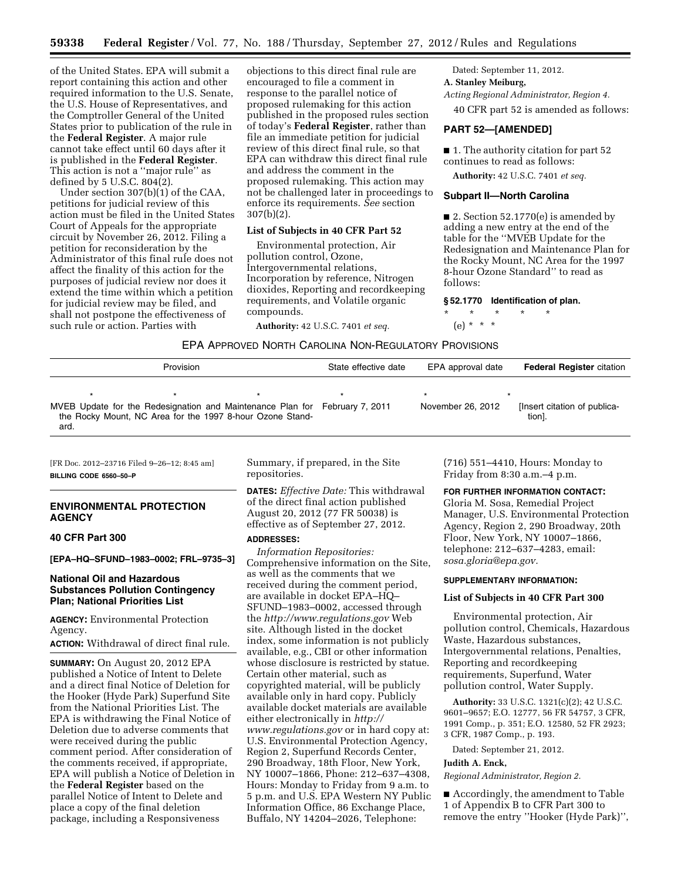of the United States. EPA will submit a report containing this action and other required information to the U.S. Senate, the U.S. House of Representatives, and the Comptroller General of the United States prior to publication of the rule in the **Federal Register**. A major rule cannot take effect until 60 days after it is published in the **Federal Register**. This action is not a ''major rule'' as defined by 5 U.S.C. 804(2).

Under section 307(b)(1) of the CAA, petitions for judicial review of this action must be filed in the United States Court of Appeals for the appropriate circuit by November 26, 2012. Filing a petition for reconsideration by the Administrator of this final rule does not affect the finality of this action for the purposes of judicial review nor does it extend the time within which a petition for judicial review may be filed, and shall not postpone the effectiveness of such rule or action. Parties with objections to this direct final rule are encouraged to file a comment in response to the parallel notice of proposed rulemaking for this action published in the proposed rules section of today's **Federal Register**, rather than file an immediate petition for judicial review of this direct final rule, so that EPA can withdraw this direct final rule and address the comment in the proposed rulemaking. This action may not be challenged later in proceedings to enforce its requirements. *See* section 307(b)(2).

### List of Subjects in 40 CFR Part 52

Environmental protection, Air pollution control, Ozone, Intergovernmental relations, Incorporation by reference, Nitrogen dioxides, Reporting and recordkeeping requirements, and Volatile organic compounds.

**Authority:** 42 U.S.C. 7401 *et seq.*

Dated: September 11, 2012.

**A. Stanley Meiburg,**

*Acting Regional Administrator, Region 4.*

40 CFR part 52 is amended as follows:

## PART 52—[AMENDED]

■ 1. The authority citation for part 52 continues to read as follows:

**Authority:** 42 U.S.C. 7401 *et seq.*

### Subpart II—North Carolina

■ 2. Section 52.1770(e) is amended by adding a new entry at the end of the table for the ''MVEB Update for the Redesignation and Maintenance Plan for the Rocky Mount, NC Area for the 1997 8-hour Ozone Standard'' to read as follows:

**§ 52.1770 Identification of plan.**

\* \* \* \* \*

(e) \* \* \*

EPA APPROVED NORTH CAROLINA NON-REGULATORY PROVISIONS

| Provision | State effective date | EPA approval date | **Federal Register** citation |
|---|---|---|---|
| \* \* \* | \* | \* | \* |
| MVEB Update for the Redesignation and Maintenance Plan for the Rocky Mount, NC Area for the 1997 8-hour Ozone Standard. | February 7, 2011 | November 26, 2012 | [Insert citation of publication]. |

[FR Doc. 2012–23716 Filed 9–26–12; 8:45 am]

**BILLING CODE 6560–50–P**

## ENVIRONMENTAL PROTECTION AGENCY

### 40 CFR Part 300

**[EPA–HQ–SFUND–1983–0002; FRL–9735–3]**

### National Oil and Hazardous Substances Pollution Contingency Plan; National Priorities List

**AGENCY:** Environmental Protection Agency.

**ACTION:** Withdrawal of direct final rule.

**SUMMARY:** On August 20, 2012 EPA published a Notice of Intent to Delete and a direct final Notice of Deletion for the Hooker (Hyde Park) Superfund Site from the National Priorities List. The EPA is withdrawing the Final Notice of Deletion due to adverse comments that were received during the public comment period. After consideration of the comments received, if appropriate, EPA will publish a Notice of Deletion in the **Federal Register** based on the parallel Notice of Intent to Delete and place a copy of the final deletion package, including a Responsiveness Summary, if prepared, in the Site repositories.

**DATES:** *Effective Date:* This withdrawal of the direct final action published August 20, 2012 (77 FR 50038) is effective as of September 27, 2012.

**ADDRESSES:**

*Information Repositories:* Comprehensive information on the Site, as well as the comments that we received during the comment period, are available in docket EPA–HQ–SFUND–1983–0002, accessed through the *http://www.regulations.gov* Web site. Although listed in the docket index, some information is not publicly available, e.g., CBI or other information whose disclosure is restricted by statue. Certain other material, such as copyrighted material, will be publicly available only in hard copy. Publicly available docket materials are available either electronically in *http://www.regulations.gov* or in hard copy at: U.S. Environmental Protection Agency, Region 2, Superfund Records Center, 290 Broadway, 18th Floor, New York, NY 10007–1866, Phone: 212–637–4308, Hours: Monday to Friday from 9 a.m. to 5 p.m. and U.S. EPA Western NY Public Information Office, 86 Exchange Place, Buffalo, NY 14204–2026, Telephone: (716) 551–4410, Hours: Monday to Friday from 8:30 a.m.–4 p.m.

**FOR FURTHER INFORMATION CONTACT:** Gloria M. Sosa, Remedial Project Manager, U.S. Environmental Protection Agency, Region 2, 290 Broadway, 20th Floor, New York, NY 10007–1866, telephone: 212–637–4283, email: *sosa.gloria@epa.gov.*

**SUPPLEMENTARY INFORMATION:**

### List of Subjects in 40 CFR Part 300

Environmental protection, Air pollution control, Chemicals, Hazardous Waste, Hazardous substances, Intergovernmental relations, Penalties, Reporting and recordkeeping requirements, Superfund, Water pollution control, Water Supply.

**Authority:** 33 U.S.C. 1321(c)(2); 42 U.S.C. 9601–9657; E.O. 12777, 56 FR 54757, 3 CFR, 1991 Comp., p. 351; E.O. 12580, 52 FR 2923; 3 CFR, 1987 Comp., p. 193.

Dated: September 21, 2012.

**Judith A. Enck,**

*Regional Administrator, Region 2.*

■ Accordingly, the amendment to Table 1 of Appendix B to CFR Part 300 to remove the entry ''Hooker (Hyde Park)'',